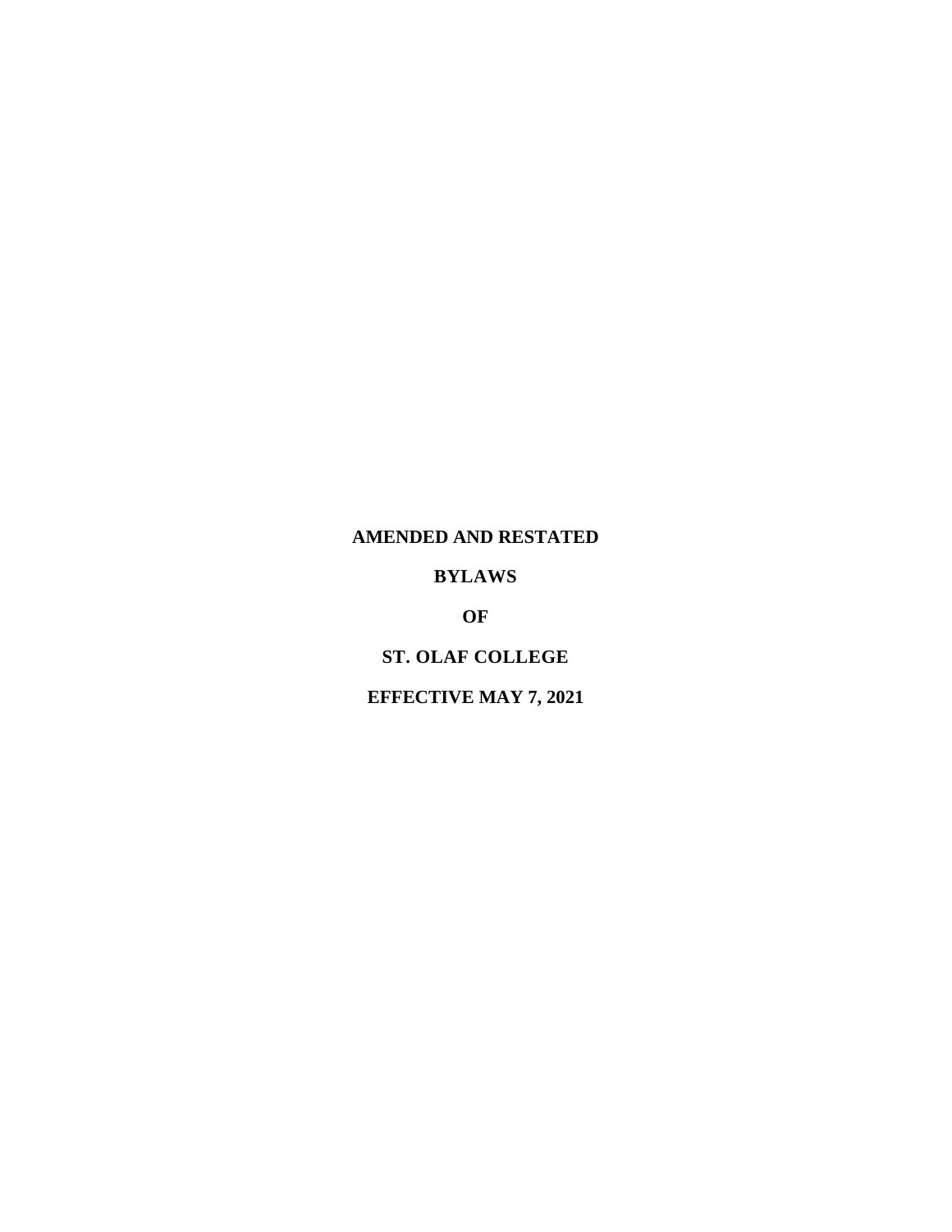# AMENDED AND RESTATED

# BYLAWS

# OF

# ST. OLAF COLLEGE

# EFFECTIVE MAY 7, 2021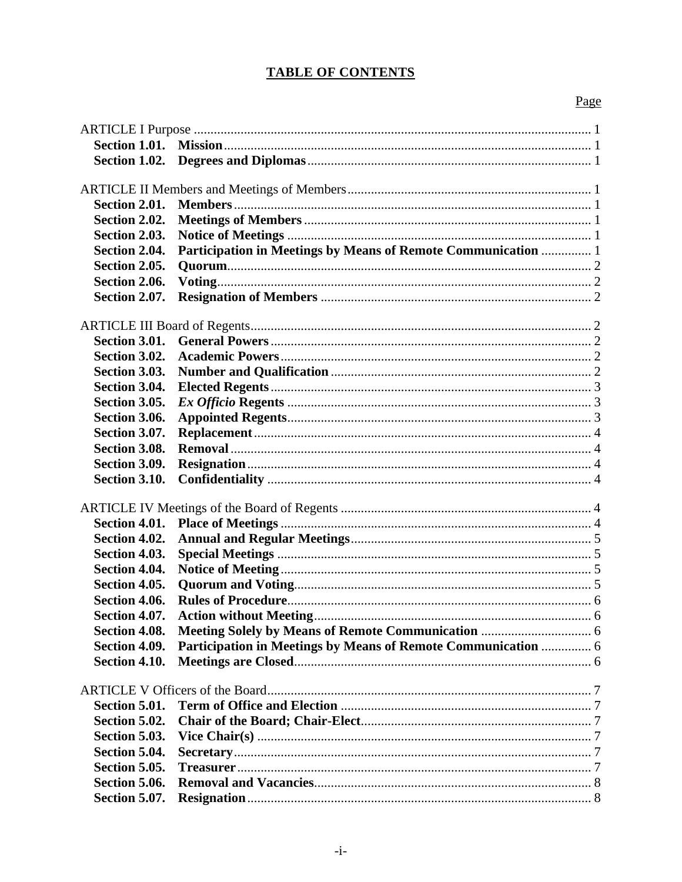# TABLE OF CONTENTS

| | | Page |
|---|---|---|
| ARTICLE I Purpose | | 1 |
| **Section 1.01.** | **Mission** | 1 |
| **Section 1.02.** | **Degrees and Diplomas** | 1 |
| ARTICLE II Members and Meetings of Members | | 1 |
| **Section 2.01.** | **Members** | 1 |
| **Section 2.02.** | **Meetings of Members** | 1 |
| **Section 2.03.** | **Notice of Meetings** | 1 |
| **Section 2.04.** | **Participation in Meetings by Means of Remote Communication** | 1 |
| **Section 2.05.** | **Quorum** | 2 |
| **Section 2.06.** | **Voting** | 2 |
| **Section 2.07.** | **Resignation of Members** | 2 |
| ARTICLE III Board of Regents | | 2 |
| **Section 3.01.** | **General Powers** | 2 |
| **Section 3.02.** | **Academic Powers** | 2 |
| **Section 3.03.** | **Number and Qualification** | 2 |
| **Section 3.04.** | **Elected Regents** | 3 |
| **Section 3.05.** | ***Ex Officio* Regents** | 3 |
| **Section 3.06.** | **Appointed Regents** | 3 |
| **Section 3.07.** | **Replacement** | 4 |
| **Section 3.08.** | **Removal** | 4 |
| **Section 3.09.** | **Resignation** | 4 |
| **Section 3.10.** | **Confidentiality** | 4 |
| ARTICLE IV Meetings of the Board of Regents | | 4 |
| **Section 4.01.** | **Place of Meetings** | 4 |
| **Section 4.02.** | **Annual and Regular Meetings** | 5 |
| **Section 4.03.** | **Special Meetings** | 5 |
| **Section 4.04.** | **Notice of Meeting** | 5 |
| **Section 4.05.** | **Quorum and Voting** | 5 |
| **Section 4.06.** | **Rules of Procedure** | 6 |
| **Section 4.07.** | **Action without Meeting** | 6 |
| **Section 4.08.** | **Meeting Solely by Means of Remote Communication** | 6 |
| **Section 4.09.** | **Participation in Meetings by Means of Remote Communication** | 6 |
| **Section 4.10.** | **Meetings are Closed** | 6 |
| ARTICLE V Officers of the Board | | 7 |
| **Section 5.01.** | **Term of Office and Election** | 7 |
| **Section 5.02.** | **Chair of the Board; Chair-Elect** | 7 |
| **Section 5.03.** | **Vice Chair(s)** | 7 |
| **Section 5.04.** | **Secretary** | 7 |
| **Section 5.05.** | **Treasurer** | 7 |
| **Section 5.06.** | **Removal and Vacancies** | 8 |
| **Section 5.07.** | **Resignation** | 8 |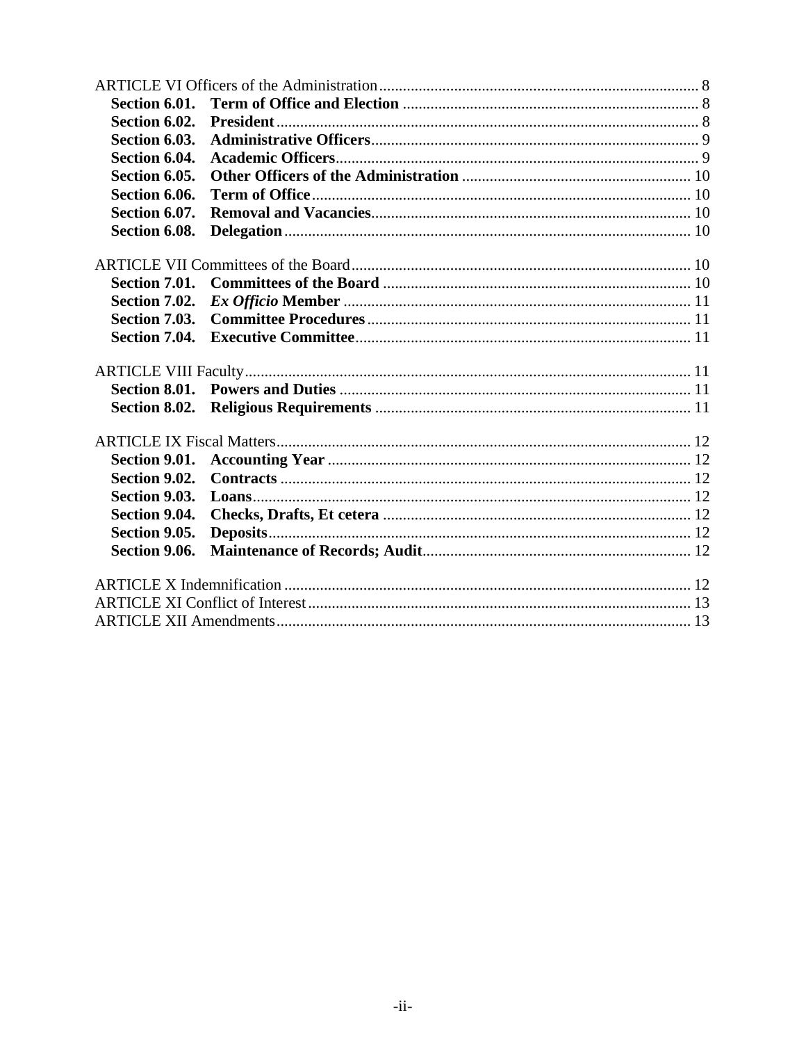ARTICLE VI Officers of the Administration ........ 8

- **Section 6.01. Term of Office and Election** ........ 8
- **Section 6.02. President** ........ 8
- **Section 6.03. Administrative Officers** ........ 9
- **Section 6.04. Academic Officers** ........ 9
- **Section 6.05. Other Officers of the Administration** ........ 10
- **Section 6.06. Term of Office** ........ 10
- **Section 6.07. Removal and Vacancies** ........ 10
- **Section 6.08. Delegation** ........ 10

ARTICLE VII Committees of the Board ........ 10

- **Section 7.01. Committees of the Board** ........ 10
- **Section 7.02.** ***Ex Officio*** **Member** ........ 11
- **Section 7.03. Committee Procedures** ........ 11
- **Section 7.04. Executive Committee** ........ 11

ARTICLE VIII Faculty ........ 11

- **Section 8.01. Powers and Duties** ........ 11
- **Section 8.02. Religious Requirements** ........ 11

ARTICLE IX Fiscal Matters ........ 12

- **Section 9.01. Accounting Year** ........ 12
- **Section 9.02. Contracts** ........ 12
- **Section 9.03. Loans** ........ 12
- **Section 9.04. Checks, Drafts, Et cetera** ........ 12
- **Section 9.05. Deposits** ........ 12
- **Section 9.06. Maintenance of Records; Audit** ........ 12

ARTICLE X Indemnification ........ 12

ARTICLE XI Conflict of Interest ........ 13

ARTICLE XII Amendments ........ 13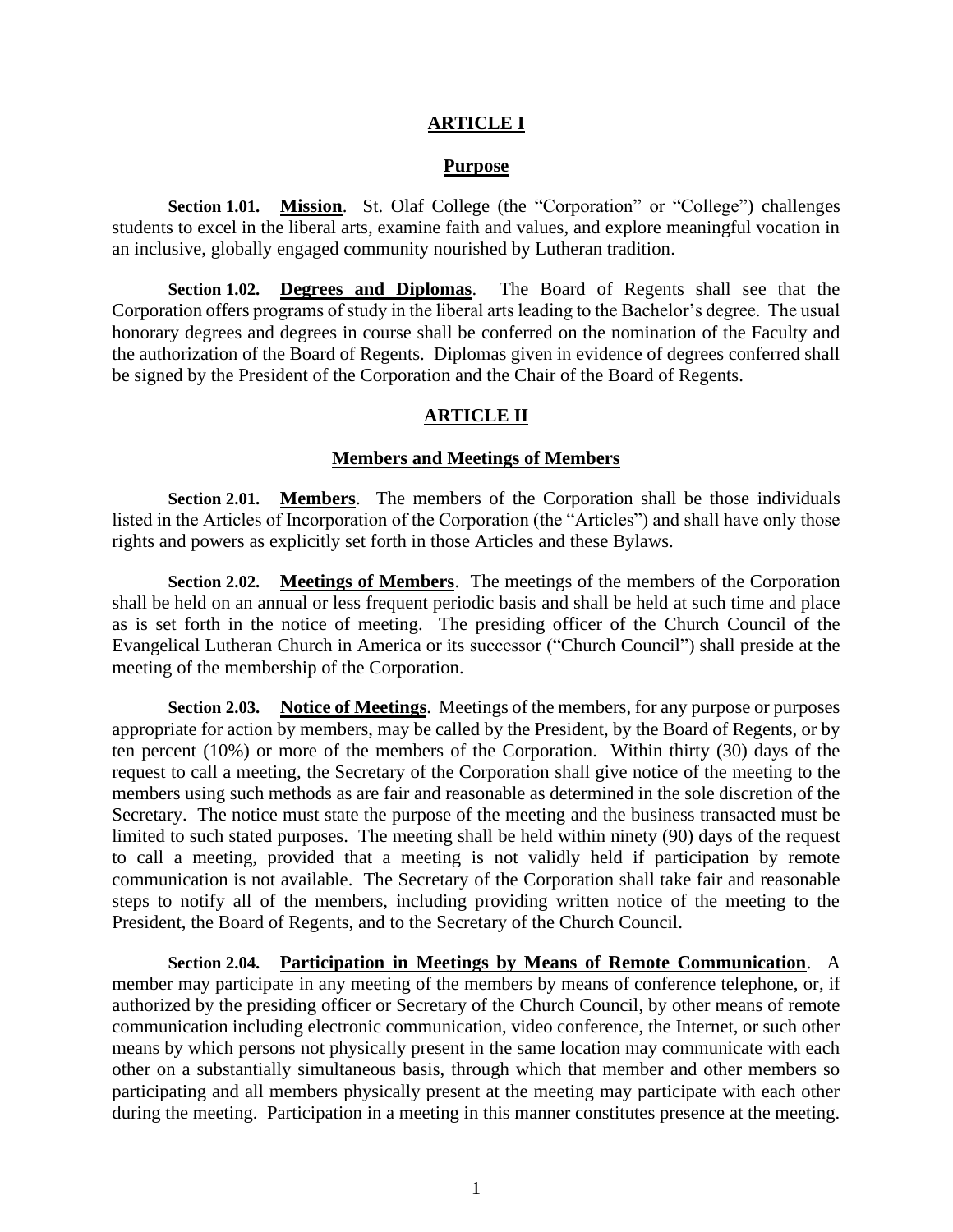## ARTICLE I

## Purpose

**Section 1.01. <u>Mission</u>**. St. Olaf College (the "Corporation" or "College") challenges students to excel in the liberal arts, examine faith and values, and explore meaningful vocation in an inclusive, globally engaged community nourished by Lutheran tradition.

**Section 1.02. <u>Degrees and Diplomas</u>**. The Board of Regents shall see that the Corporation offers programs of study in the liberal arts leading to the Bachelor's degree. The usual honorary degrees and degrees in course shall be conferred on the nomination of the Faculty and the authorization of the Board of Regents. Diplomas given in evidence of degrees conferred shall be signed by the President of the Corporation and the Chair of the Board of Regents.

## ARTICLE II

## Members and Meetings of Members

**Section 2.01. <u>Members</u>**. The members of the Corporation shall be those individuals listed in the Articles of Incorporation of the Corporation (the "Articles") and shall have only those rights and powers as explicitly set forth in those Articles and these Bylaws.

**Section 2.02. <u>Meetings of Members</u>**. The meetings of the members of the Corporation shall be held on an annual or less frequent periodic basis and shall be held at such time and place as is set forth in the notice of meeting. The presiding officer of the Church Council of the Evangelical Lutheran Church in America or its successor ("Church Council") shall preside at the meeting of the membership of the Corporation.

**Section 2.03. <u>Notice of Meetings</u>**. Meetings of the members, for any purpose or purposes appropriate for action by members, may be called by the President, by the Board of Regents, or by ten percent (10%) or more of the members of the Corporation. Within thirty (30) days of the request to call a meeting, the Secretary of the Corporation shall give notice of the meeting to the members using such methods as are fair and reasonable as determined in the sole discretion of the Secretary. The notice must state the purpose of the meeting and the business transacted must be limited to such stated purposes. The meeting shall be held within ninety (90) days of the request to call a meeting, provided that a meeting is not validly held if participation by remote communication is not available. The Secretary of the Corporation shall take fair and reasonable steps to notify all of the members, including providing written notice of the meeting to the President, the Board of Regents, and to the Secretary of the Church Council.

**Section 2.04. <u>Participation in Meetings by Means of Remote Communication</u>**. A member may participate in any meeting of the members by means of conference telephone, or, if authorized by the presiding officer or Secretary of the Church Council, by other means of remote communication including electronic communication, video conference, the Internet, or such other means by which persons not physically present in the same location may communicate with each other on a substantially simultaneous basis, through which that member and other members so participating and all members physically present at the meeting may participate with each other during the meeting. Participation in a meeting in this manner constitutes presence at the meeting.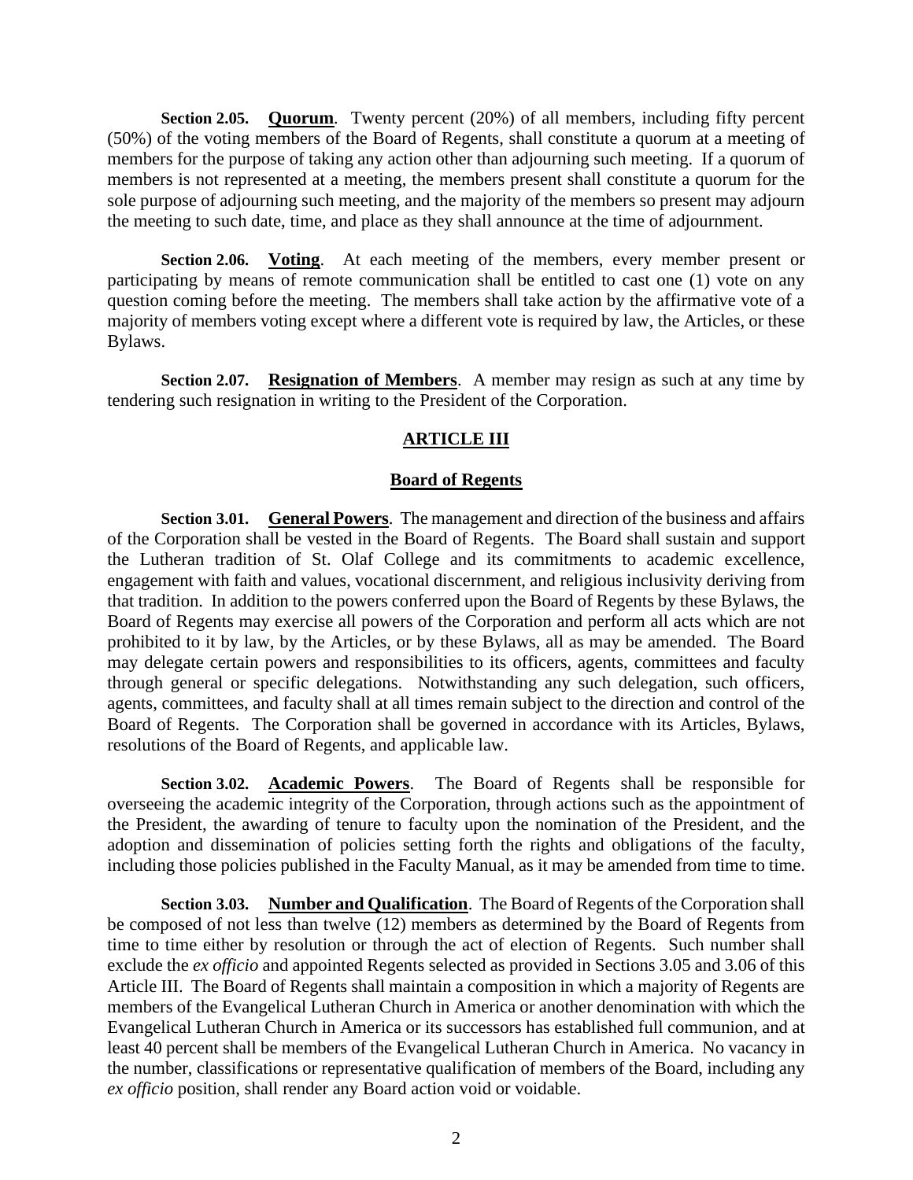**Section 2.05. Quorum**. Twenty percent (20%) of all members, including fifty percent (50%) of the voting members of the Board of Regents, shall constitute a quorum at a meeting of members for the purpose of taking any action other than adjourning such meeting. If a quorum of members is not represented at a meeting, the members present shall constitute a quorum for the sole purpose of adjourning such meeting, and the majority of the members so present may adjourn the meeting to such date, time, and place as they shall announce at the time of adjournment.

**Section 2.06. Voting**. At each meeting of the members, every member present or participating by means of remote communication shall be entitled to cast one (1) vote on any question coming before the meeting. The members shall take action by the affirmative vote of a majority of members voting except where a different vote is required by law, the Articles, or these Bylaws.

**Section 2.07. Resignation of Members**. A member may resign as such at any time by tendering such resignation in writing to the President of the Corporation.

## ARTICLE III

## Board of Regents

**Section 3.01. General Powers**. The management and direction of the business and affairs of the Corporation shall be vested in the Board of Regents. The Board shall sustain and support the Lutheran tradition of St. Olaf College and its commitments to academic excellence, engagement with faith and values, vocational discernment, and religious inclusivity deriving from that tradition. In addition to the powers conferred upon the Board of Regents by these Bylaws, the Board of Regents may exercise all powers of the Corporation and perform all acts which are not prohibited to it by law, by the Articles, or by these Bylaws, all as may be amended. The Board may delegate certain powers and responsibilities to its officers, agents, committees and faculty through general or specific delegations. Notwithstanding any such delegation, such officers, agents, committees, and faculty shall at all times remain subject to the direction and control of the Board of Regents. The Corporation shall be governed in accordance with its Articles, Bylaws, resolutions of the Board of Regents, and applicable law.

**Section 3.02. Academic Powers**. The Board of Regents shall be responsible for overseeing the academic integrity of the Corporation, through actions such as the appointment of the President, the awarding of tenure to faculty upon the nomination of the President, and the adoption and dissemination of policies setting forth the rights and obligations of the faculty, including those policies published in the Faculty Manual, as it may be amended from time to time.

**Section 3.03. Number and Qualification**. The Board of Regents of the Corporation shall be composed of not less than twelve (12) members as determined by the Board of Regents from time to time either by resolution or through the act of election of Regents. Such number shall exclude the *ex officio* and appointed Regents selected as provided in Sections 3.05 and 3.06 of this Article III. The Board of Regents shall maintain a composition in which a majority of Regents are members of the Evangelical Lutheran Church in America or another denomination with which the Evangelical Lutheran Church in America or its successors has established full communion, and at least 40 percent shall be members of the Evangelical Lutheran Church in America. No vacancy in the number, classifications or representative qualification of members of the Board, including any *ex officio* position, shall render any Board action void or voidable.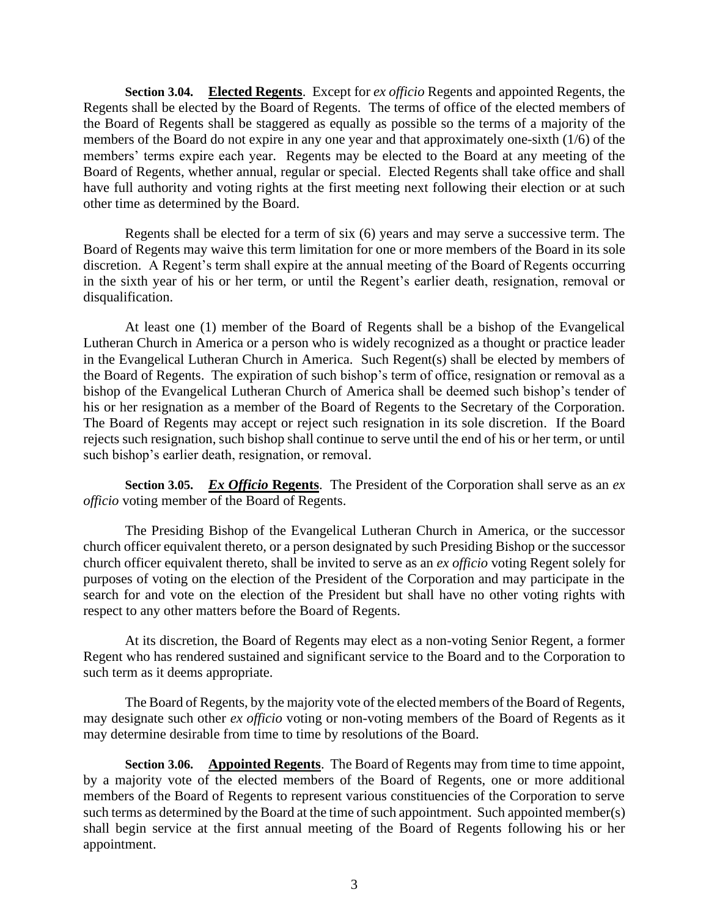**Section 3.04. Elected Regents**. Except for *ex officio* Regents and appointed Regents, the Regents shall be elected by the Board of Regents. The terms of office of the elected members of the Board of Regents shall be staggered as equally as possible so the terms of a majority of the members of the Board do not expire in any one year and that approximately one-sixth (1/6) of the members' terms expire each year. Regents may be elected to the Board at any meeting of the Board of Regents, whether annual, regular or special. Elected Regents shall take office and shall have full authority and voting rights at the first meeting next following their election or at such other time as determined by the Board.

Regents shall be elected for a term of six (6) years and may serve a successive term. The Board of Regents may waive this term limitation for one or more members of the Board in its sole discretion. A Regent's term shall expire at the annual meeting of the Board of Regents occurring in the sixth year of his or her term, or until the Regent's earlier death, resignation, removal or disqualification.

At least one (1) member of the Board of Regents shall be a bishop of the Evangelical Lutheran Church in America or a person who is widely recognized as a thought or practice leader in the Evangelical Lutheran Church in America. Such Regent(s) shall be elected by members of the Board of Regents. The expiration of such bishop's term of office, resignation or removal as a bishop of the Evangelical Lutheran Church of America shall be deemed such bishop's tender of his or her resignation as a member of the Board of Regents to the Secretary of the Corporation. The Board of Regents may accept or reject such resignation in its sole discretion. If the Board rejects such resignation, such bishop shall continue to serve until the end of his or her term, or until such bishop's earlier death, resignation, or removal.

**Section 3.05. *Ex Officio* Regents**. The President of the Corporation shall serve as an *ex officio* voting member of the Board of Regents.

The Presiding Bishop of the Evangelical Lutheran Church in America, or the successor church officer equivalent thereto, or a person designated by such Presiding Bishop or the successor church officer equivalent thereto, shall be invited to serve as an *ex officio* voting Regent solely for purposes of voting on the election of the President of the Corporation and may participate in the search for and vote on the election of the President but shall have no other voting rights with respect to any other matters before the Board of Regents.

At its discretion, the Board of Regents may elect as a non-voting Senior Regent, a former Regent who has rendered sustained and significant service to the Board and to the Corporation to such term as it deems appropriate.

The Board of Regents, by the majority vote of the elected members of the Board of Regents, may designate such other *ex officio* voting or non-voting members of the Board of Regents as it may determine desirable from time to time by resolutions of the Board.

**Section 3.06. Appointed Regents**. The Board of Regents may from time to time appoint, by a majority vote of the elected members of the Board of Regents, one or more additional members of the Board of Regents to represent various constituencies of the Corporation to serve such terms as determined by the Board at the time of such appointment. Such appointed member(s) shall begin service at the first annual meeting of the Board of Regents following his or her appointment.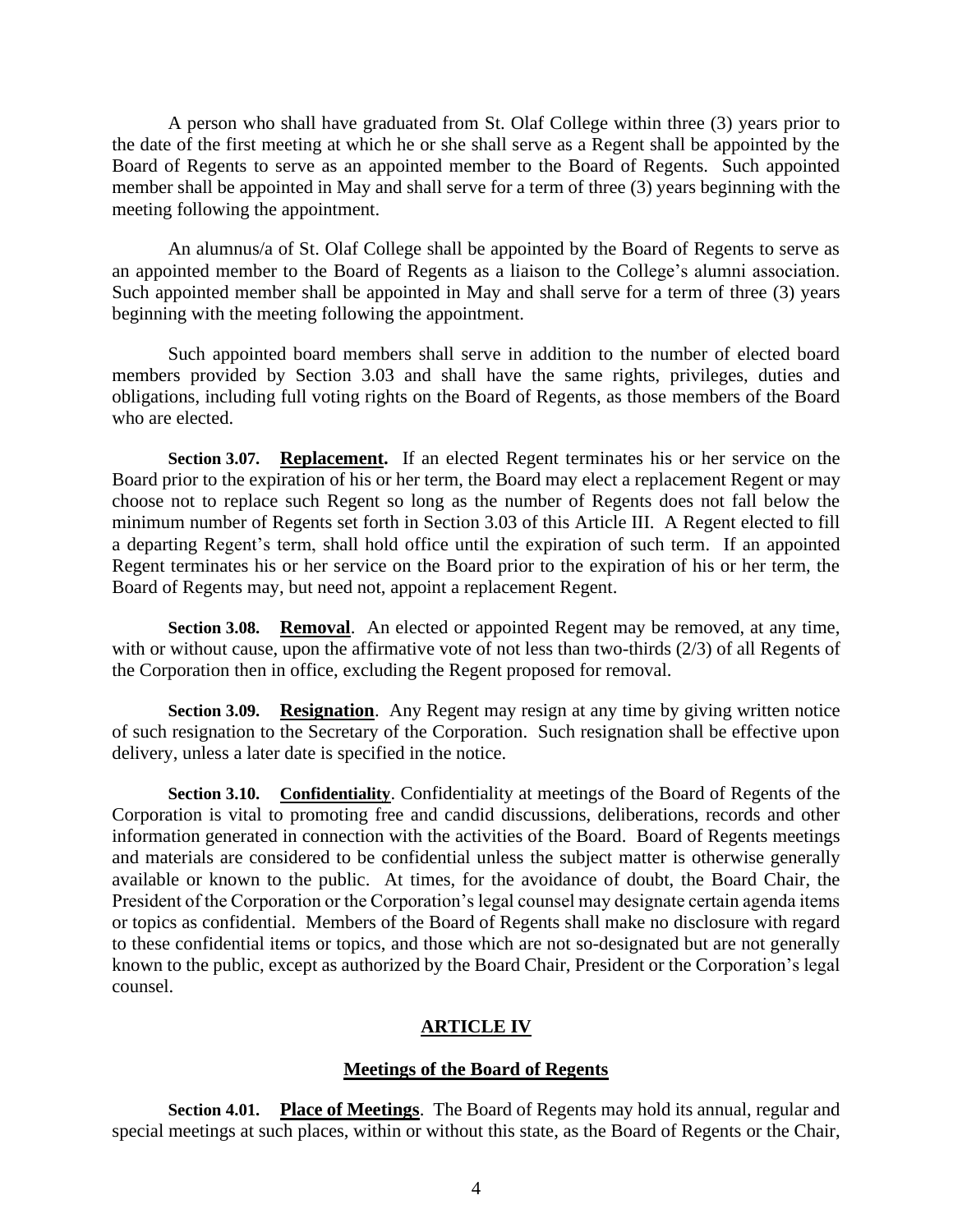A person who shall have graduated from St. Olaf College within three (3) years prior to the date of the first meeting at which he or she shall serve as a Regent shall be appointed by the Board of Regents to serve as an appointed member to the Board of Regents. Such appointed member shall be appointed in May and shall serve for a term of three (3) years beginning with the meeting following the appointment.

An alumnus/a of St. Olaf College shall be appointed by the Board of Regents to serve as an appointed member to the Board of Regents as a liaison to the College's alumni association. Such appointed member shall be appointed in May and shall serve for a term of three (3) years beginning with the meeting following the appointment.

Such appointed board members shall serve in addition to the number of elected board members provided by Section 3.03 and shall have the same rights, privileges, duties and obligations, including full voting rights on the Board of Regents, as those members of the Board who are elected.

**Section 3.07. <u>Replacement</u>.** If an elected Regent terminates his or her service on the Board prior to the expiration of his or her term, the Board may elect a replacement Regent or may choose not to replace such Regent so long as the number of Regents does not fall below the minimum number of Regents set forth in Section 3.03 of this Article III. A Regent elected to fill a departing Regent's term, shall hold office until the expiration of such term. If an appointed Regent terminates his or her service on the Board prior to the expiration of his or her term, the Board of Regents may, but need not, appoint a replacement Regent.

**Section 3.08. <u>Removal</u>**. An elected or appointed Regent may be removed, at any time, with or without cause, upon the affirmative vote of not less than two-thirds (2/3) of all Regents of the Corporation then in office, excluding the Regent proposed for removal.

**Section 3.09. <u>Resignation</u>**. Any Regent may resign at any time by giving written notice of such resignation to the Secretary of the Corporation. Such resignation shall be effective upon delivery, unless a later date is specified in the notice.

**Section 3.10. <u>Confidentiality</u>**. Confidentiality at meetings of the Board of Regents of the Corporation is vital to promoting free and candid discussions, deliberations, records and other information generated in connection with the activities of the Board. Board of Regents meetings and materials are considered to be confidential unless the subject matter is otherwise generally available or known to the public. At times, for the avoidance of doubt, the Board Chair, the President of the Corporation or the Corporation's legal counsel may designate certain agenda items or topics as confidential. Members of the Board of Regents shall make no disclosure with regard to these confidential items or topics, and those which are not so-designated but are not generally known to the public, except as authorized by the Board Chair, President or the Corporation's legal counsel.

## ARTICLE IV

### Meetings of the Board of Regents

**Section 4.01. <u>Place of Meetings</u>**. The Board of Regents may hold its annual, regular and special meetings at such places, within or without this state, as the Board of Regents or the Chair,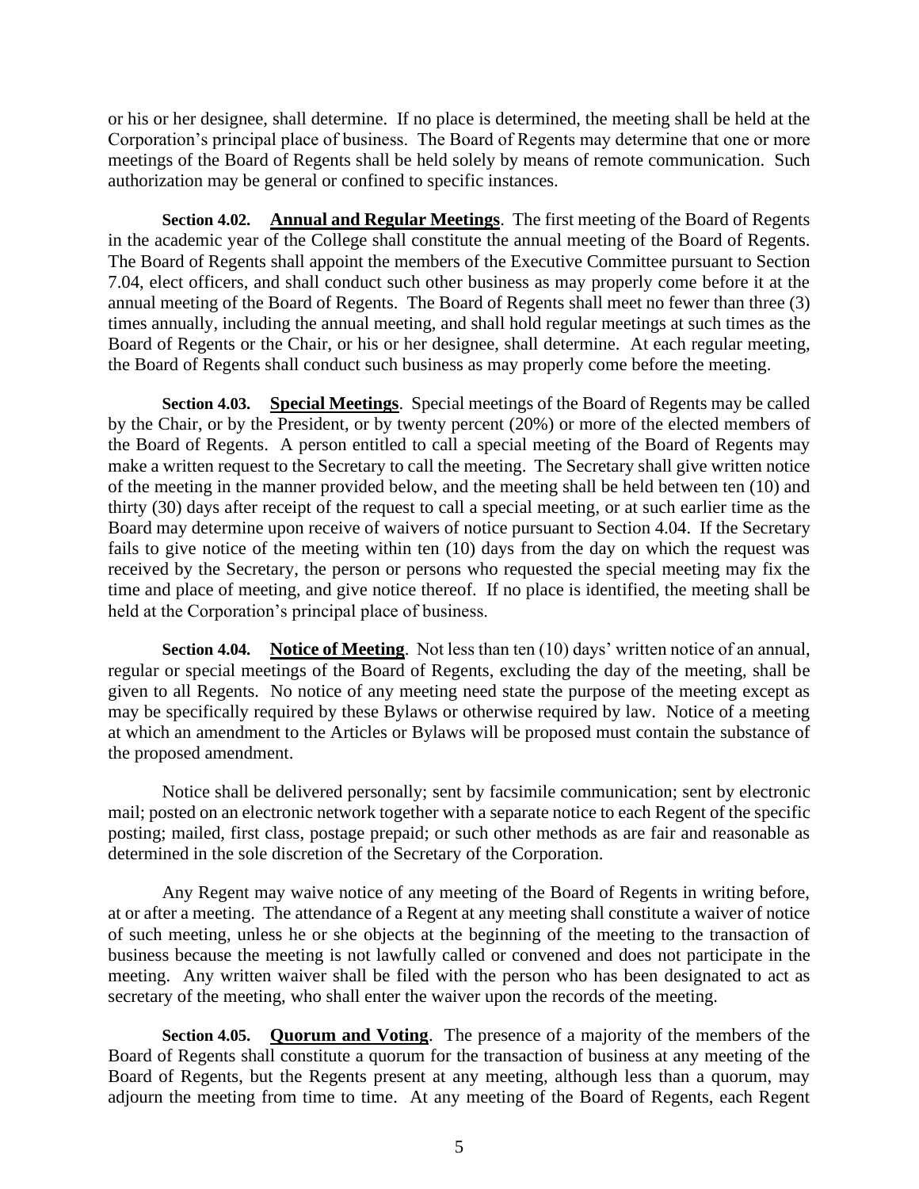or his or her designee, shall determine. If no place is determined, the meeting shall be held at the Corporation's principal place of business. The Board of Regents may determine that one or more meetings of the Board of Regents shall be held solely by means of remote communication. Such authorization may be general or confined to specific instances.

**Section 4.02.** **Annual and Regular Meetings**. The first meeting of the Board of Regents in the academic year of the College shall constitute the annual meeting of the Board of Regents. The Board of Regents shall appoint the members of the Executive Committee pursuant to Section 7.04, elect officers, and shall conduct such other business as may properly come before it at the annual meeting of the Board of Regents. The Board of Regents shall meet no fewer than three (3) times annually, including the annual meeting, and shall hold regular meetings at such times as the Board of Regents or the Chair, or his or her designee, shall determine. At each regular meeting, the Board of Regents shall conduct such business as may properly come before the meeting.

**Section 4.03.** **Special Meetings**. Special meetings of the Board of Regents may be called by the Chair, or by the President, or by twenty percent (20%) or more of the elected members of the Board of Regents. A person entitled to call a special meeting of the Board of Regents may make a written request to the Secretary to call the meeting. The Secretary shall give written notice of the meeting in the manner provided below, and the meeting shall be held between ten (10) and thirty (30) days after receipt of the request to call a special meeting, or at such earlier time as the Board may determine upon receive of waivers of notice pursuant to Section 4.04. If the Secretary fails to give notice of the meeting within ten (10) days from the day on which the request was received by the Secretary, the person or persons who requested the special meeting may fix the time and place of meeting, and give notice thereof. If no place is identified, the meeting shall be held at the Corporation's principal place of business.

**Section 4.04.** **Notice of Meeting**. Not less than ten (10) days' written notice of an annual, regular or special meetings of the Board of Regents, excluding the day of the meeting, shall be given to all Regents. No notice of any meeting need state the purpose of the meeting except as may be specifically required by these Bylaws or otherwise required by law. Notice of a meeting at which an amendment to the Articles or Bylaws will be proposed must contain the substance of the proposed amendment.

Notice shall be delivered personally; sent by facsimile communication; sent by electronic mail; posted on an electronic network together with a separate notice to each Regent of the specific posting; mailed, first class, postage prepaid; or such other methods as are fair and reasonable as determined in the sole discretion of the Secretary of the Corporation.

Any Regent may waive notice of any meeting of the Board of Regents in writing before, at or after a meeting. The attendance of a Regent at any meeting shall constitute a waiver of notice of such meeting, unless he or she objects at the beginning of the meeting to the transaction of business because the meeting is not lawfully called or convened and does not participate in the meeting. Any written waiver shall be filed with the person who has been designated to act as secretary of the meeting, who shall enter the waiver upon the records of the meeting.

**Section 4.05.** **Quorum and Voting**. The presence of a majority of the members of the Board of Regents shall constitute a quorum for the transaction of business at any meeting of the Board of Regents, but the Regents present at any meeting, although less than a quorum, may adjourn the meeting from time to time. At any meeting of the Board of Regents, each Regent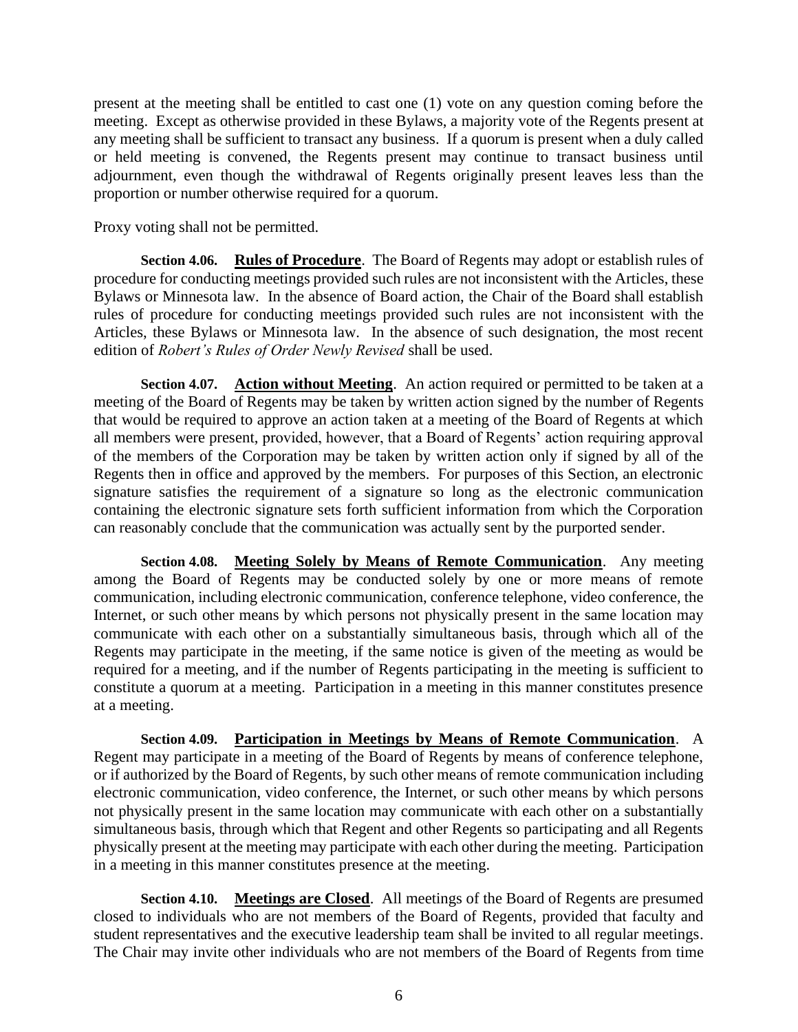present at the meeting shall be entitled to cast one (1) vote on any question coming before the meeting. Except as otherwise provided in these Bylaws, a majority vote of the Regents present at any meeting shall be sufficient to transact any business. If a quorum is present when a duly called or held meeting is convened, the Regents present may continue to transact business until adjournment, even though the withdrawal of Regents originally present leaves less than the proportion or number otherwise required for a quorum.

Proxy voting shall not be permitted.

**Section 4.06. Rules of Procedure**. The Board of Regents may adopt or establish rules of procedure for conducting meetings provided such rules are not inconsistent with the Articles, these Bylaws or Minnesota law. In the absence of Board action, the Chair of the Board shall establish rules of procedure for conducting meetings provided such rules are not inconsistent with the Articles, these Bylaws or Minnesota law. In the absence of such designation, the most recent edition of *Robert's Rules of Order Newly Revised* shall be used.

**Section 4.07. Action without Meeting**. An action required or permitted to be taken at a meeting of the Board of Regents may be taken by written action signed by the number of Regents that would be required to approve an action taken at a meeting of the Board of Regents at which all members were present, provided, however, that a Board of Regents' action requiring approval of the members of the Corporation may be taken by written action only if signed by all of the Regents then in office and approved by the members. For purposes of this Section, an electronic signature satisfies the requirement of a signature so long as the electronic communication containing the electronic signature sets forth sufficient information from which the Corporation can reasonably conclude that the communication was actually sent by the purported sender.

**Section 4.08. Meeting Solely by Means of Remote Communication**. Any meeting among the Board of Regents may be conducted solely by one or more means of remote communication, including electronic communication, conference telephone, video conference, the Internet, or such other means by which persons not physically present in the same location may communicate with each other on a substantially simultaneous basis, through which all of the Regents may participate in the meeting, if the same notice is given of the meeting as would be required for a meeting, and if the number of Regents participating in the meeting is sufficient to constitute a quorum at a meeting. Participation in a meeting in this manner constitutes presence at a meeting.

**Section 4.09. Participation in Meetings by Means of Remote Communication**. A Regent may participate in a meeting of the Board of Regents by means of conference telephone, or if authorized by the Board of Regents, by such other means of remote communication including electronic communication, video conference, the Internet, or such other means by which persons not physically present in the same location may communicate with each other on a substantially simultaneous basis, through which that Regent and other Regents so participating and all Regents physically present at the meeting may participate with each other during the meeting. Participation in a meeting in this manner constitutes presence at the meeting.

**Section 4.10. Meetings are Closed**. All meetings of the Board of Regents are presumed closed to individuals who are not members of the Board of Regents, provided that faculty and student representatives and the executive leadership team shall be invited to all regular meetings. The Chair may invite other individuals who are not members of the Board of Regents from time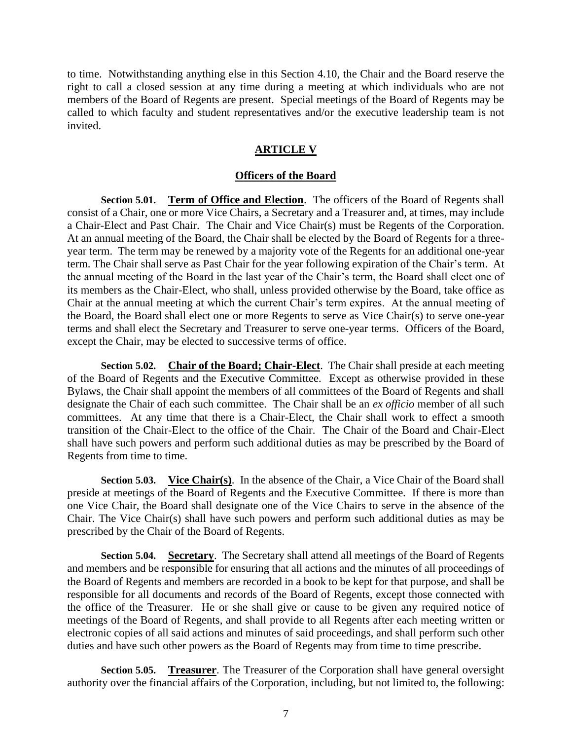to time. Notwithstanding anything else in this Section 4.10, the Chair and the Board reserve the right to call a closed session at any time during a meeting at which individuals who are not members of the Board of Regents are present. Special meetings of the Board of Regents may be called to which faculty and student representatives and/or the executive leadership team is not invited.

## ARTICLE V

## Officers of the Board

**Section 5.01. Term of Office and Election**. The officers of the Board of Regents shall consist of a Chair, one or more Vice Chairs, a Secretary and a Treasurer and, at times, may include a Chair-Elect and Past Chair. The Chair and Vice Chair(s) must be Regents of the Corporation. At an annual meeting of the Board, the Chair shall be elected by the Board of Regents for a three-year term. The term may be renewed by a majority vote of the Regents for an additional one-year term. The Chair shall serve as Past Chair for the year following expiration of the Chair's term. At the annual meeting of the Board in the last year of the Chair's term, the Board shall elect one of its members as the Chair-Elect, who shall, unless provided otherwise by the Board, take office as Chair at the annual meeting at which the current Chair's term expires. At the annual meeting of the Board, the Board shall elect one or more Regents to serve as Vice Chair(s) to serve one-year terms and shall elect the Secretary and Treasurer to serve one-year terms. Officers of the Board, except the Chair, may be elected to successive terms of office.

**Section 5.02. Chair of the Board; Chair-Elect**. The Chair shall preside at each meeting of the Board of Regents and the Executive Committee. Except as otherwise provided in these Bylaws, the Chair shall appoint the members of all committees of the Board of Regents and shall designate the Chair of each such committee. The Chair shall be an *ex officio* member of all such committees. At any time that there is a Chair-Elect, the Chair shall work to effect a smooth transition of the Chair-Elect to the office of the Chair. The Chair of the Board and Chair-Elect shall have such powers and perform such additional duties as may be prescribed by the Board of Regents from time to time.

**Section 5.03. Vice Chair(s)**. In the absence of the Chair, a Vice Chair of the Board shall preside at meetings of the Board of Regents and the Executive Committee. If there is more than one Vice Chair, the Board shall designate one of the Vice Chairs to serve in the absence of the Chair. The Vice Chair(s) shall have such powers and perform such additional duties as may be prescribed by the Chair of the Board of Regents.

**Section 5.04. Secretary**. The Secretary shall attend all meetings of the Board of Regents and members and be responsible for ensuring that all actions and the minutes of all proceedings of the Board of Regents and members are recorded in a book to be kept for that purpose, and shall be responsible for all documents and records of the Board of Regents, except those connected with the office of the Treasurer. He or she shall give or cause to be given any required notice of meetings of the Board of Regents, and shall provide to all Regents after each meeting written or electronic copies of all said actions and minutes of said proceedings, and shall perform such other duties and have such other powers as the Board of Regents may from time to time prescribe.

**Section 5.05. Treasurer**. The Treasurer of the Corporation shall have general oversight authority over the financial affairs of the Corporation, including, but not limited to, the following: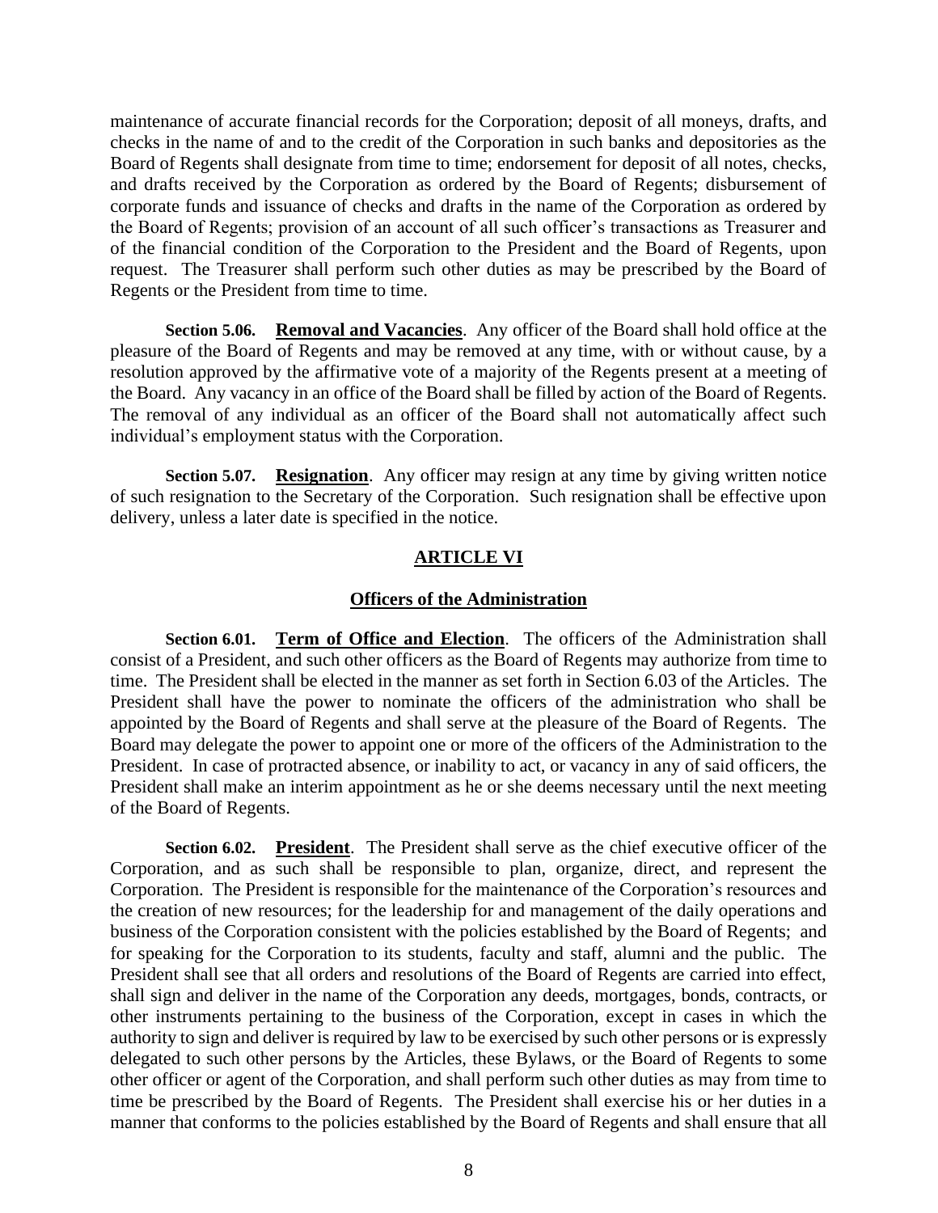maintenance of accurate financial records for the Corporation; deposit of all moneys, drafts, and checks in the name of and to the credit of the Corporation in such banks and depositories as the Board of Regents shall designate from time to time; endorsement for deposit of all notes, checks, and drafts received by the Corporation as ordered by the Board of Regents; disbursement of corporate funds and issuance of checks and drafts in the name of the Corporation as ordered by the Board of Regents; provision of an account of all such officer's transactions as Treasurer and of the financial condition of the Corporation to the President and the Board of Regents, upon request. The Treasurer shall perform such other duties as may be prescribed by the Board of Regents or the President from time to time.

**Section 5.06. Removal and Vacancies**. Any officer of the Board shall hold office at the pleasure of the Board of Regents and may be removed at any time, with or without cause, by a resolution approved by the affirmative vote of a majority of the Regents present at a meeting of the Board. Any vacancy in an office of the Board shall be filled by action of the Board of Regents. The removal of any individual as an officer of the Board shall not automatically affect such individual's employment status with the Corporation.

**Section 5.07. Resignation**. Any officer may resign at any time by giving written notice of such resignation to the Secretary of the Corporation. Such resignation shall be effective upon delivery, unless a later date is specified in the notice.

## ARTICLE VI

### Officers of the Administration

**Section 6.01. Term of Office and Election**. The officers of the Administration shall consist of a President, and such other officers as the Board of Regents may authorize from time to time. The President shall be elected in the manner as set forth in Section 6.03 of the Articles. The President shall have the power to nominate the officers of the administration who shall be appointed by the Board of Regents and shall serve at the pleasure of the Board of Regents. The Board may delegate the power to appoint one or more of the officers of the Administration to the President. In case of protracted absence, or inability to act, or vacancy in any of said officers, the President shall make an interim appointment as he or she deems necessary until the next meeting of the Board of Regents.

**Section 6.02. President**. The President shall serve as the chief executive officer of the Corporation, and as such shall be responsible to plan, organize, direct, and represent the Corporation. The President is responsible for the maintenance of the Corporation's resources and the creation of new resources; for the leadership for and management of the daily operations and business of the Corporation consistent with the policies established by the Board of Regents; and for speaking for the Corporation to its students, faculty and staff, alumni and the public. The President shall see that all orders and resolutions of the Board of Regents are carried into effect, shall sign and deliver in the name of the Corporation any deeds, mortgages, bonds, contracts, or other instruments pertaining to the business of the Corporation, except in cases in which the authority to sign and deliver is required by law to be exercised by such other persons or is expressly delegated to such other persons by the Articles, these Bylaws, or the Board of Regents to some other officer or agent of the Corporation, and shall perform such other duties as may from time to time be prescribed by the Board of Regents. The President shall exercise his or her duties in a manner that conforms to the policies established by the Board of Regents and shall ensure that all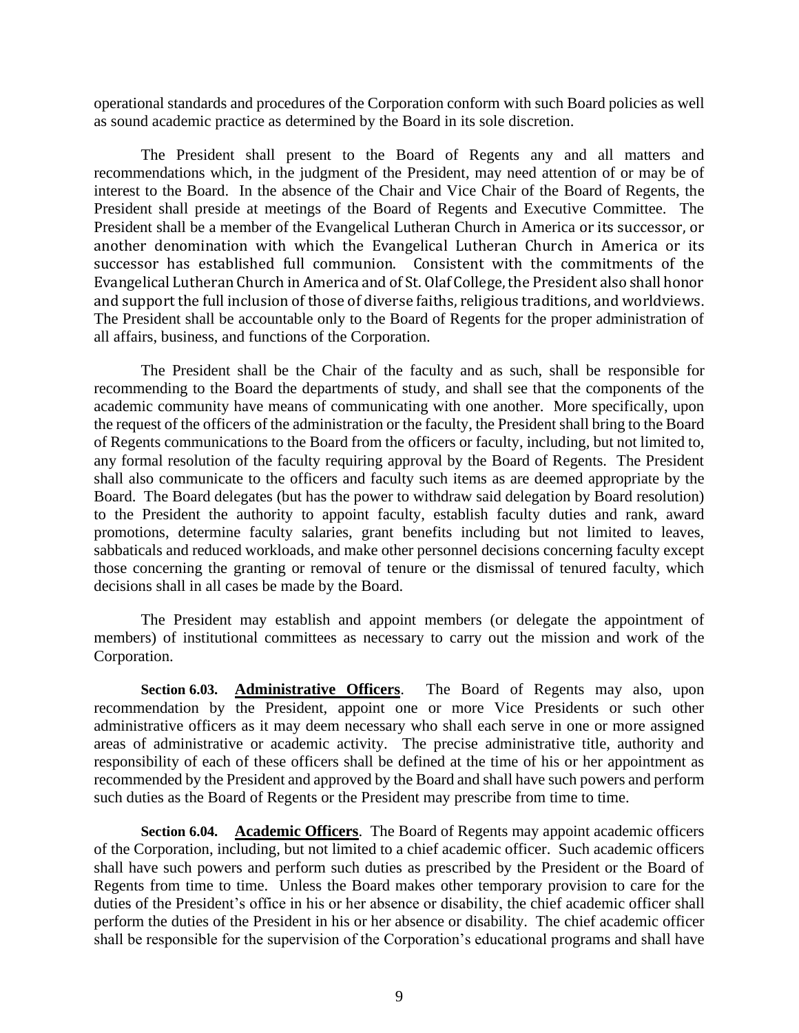operational standards and procedures of the Corporation conform with such Board policies as well as sound academic practice as determined by the Board in its sole discretion.

The President shall present to the Board of Regents any and all matters and recommendations which, in the judgment of the President, may need attention of or may be of interest to the Board. In the absence of the Chair and Vice Chair of the Board of Regents, the President shall preside at meetings of the Board of Regents and Executive Committee. The President shall be a member of the Evangelical Lutheran Church in America or its successor, or another denomination with which the Evangelical Lutheran Church in America or its successor has established full communion. Consistent with the commitments of the Evangelical Lutheran Church in America and of St. Olaf College, the President also shall honor and support the full inclusion of those of diverse faiths, religious traditions, and worldviews. The President shall be accountable only to the Board of Regents for the proper administration of all affairs, business, and functions of the Corporation.

The President shall be the Chair of the faculty and as such, shall be responsible for recommending to the Board the departments of study, and shall see that the components of the academic community have means of communicating with one another. More specifically, upon the request of the officers of the administration or the faculty, the President shall bring to the Board of Regents communications to the Board from the officers or faculty, including, but not limited to, any formal resolution of the faculty requiring approval by the Board of Regents. The President shall also communicate to the officers and faculty such items as are deemed appropriate by the Board. The Board delegates (but has the power to withdraw said delegation by Board resolution) to the President the authority to appoint faculty, establish faculty duties and rank, award promotions, determine faculty salaries, grant benefits including but not limited to leaves, sabbaticals and reduced workloads, and make other personnel decisions concerning faculty except those concerning the granting or removal of tenure or the dismissal of tenured faculty, which decisions shall in all cases be made by the Board.

The President may establish and appoint members (or delegate the appointment of members) of institutional committees as necessary to carry out the mission and work of the Corporation.

**Section 6.03. Administrative Officers**. The Board of Regents may also, upon recommendation by the President, appoint one or more Vice Presidents or such other administrative officers as it may deem necessary who shall each serve in one or more assigned areas of administrative or academic activity. The precise administrative title, authority and responsibility of each of these officers shall be defined at the time of his or her appointment as recommended by the President and approved by the Board and shall have such powers and perform such duties as the Board of Regents or the President may prescribe from time to time.

**Section 6.04. Academic Officers**. The Board of Regents may appoint academic officers of the Corporation, including, but not limited to a chief academic officer. Such academic officers shall have such powers and perform such duties as prescribed by the President or the Board of Regents from time to time. Unless the Board makes other temporary provision to care for the duties of the President's office in his or her absence or disability, the chief academic officer shall perform the duties of the President in his or her absence or disability. The chief academic officer shall be responsible for the supervision of the Corporation's educational programs and shall have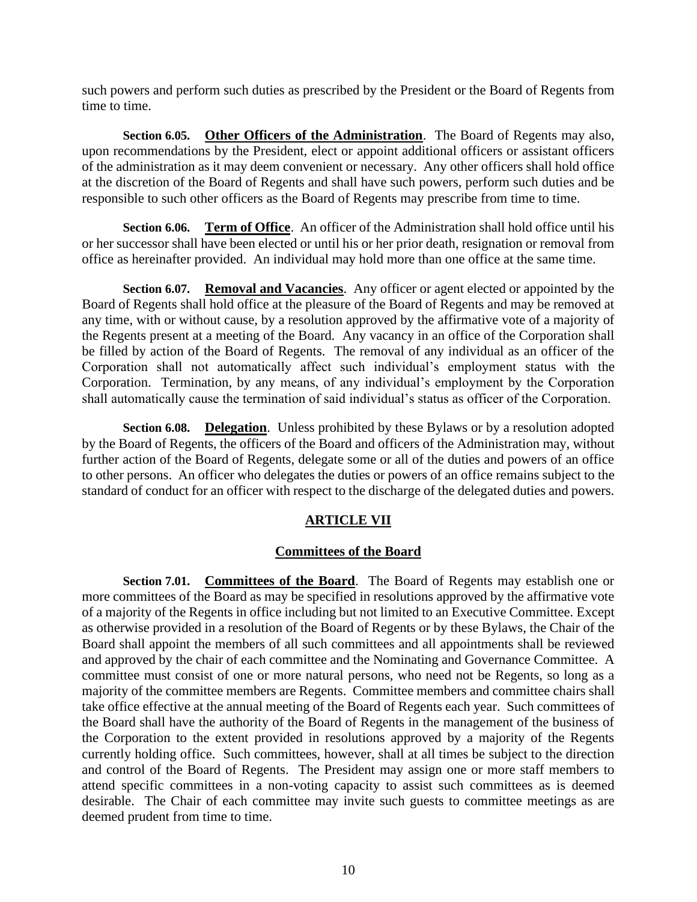such powers and perform such duties as prescribed by the President or the Board of Regents from time to time.

**Section 6.05. Other Officers of the Administration**. The Board of Regents may also, upon recommendations by the President, elect or appoint additional officers or assistant officers of the administration as it may deem convenient or necessary. Any other officers shall hold office at the discretion of the Board of Regents and shall have such powers, perform such duties and be responsible to such other officers as the Board of Regents may prescribe from time to time.

**Section 6.06. Term of Office**. An officer of the Administration shall hold office until his or her successor shall have been elected or until his or her prior death, resignation or removal from office as hereinafter provided. An individual may hold more than one office at the same time.

**Section 6.07. Removal and Vacancies**. Any officer or agent elected or appointed by the Board of Regents shall hold office at the pleasure of the Board of Regents and may be removed at any time, with or without cause, by a resolution approved by the affirmative vote of a majority of the Regents present at a meeting of the Board. Any vacancy in an office of the Corporation shall be filled by action of the Board of Regents. The removal of any individual as an officer of the Corporation shall not automatically affect such individual's employment status with the Corporation. Termination, by any means, of any individual's employment by the Corporation shall automatically cause the termination of said individual's status as officer of the Corporation.

**Section 6.08. Delegation**. Unless prohibited by these Bylaws or by a resolution adopted by the Board of Regents, the officers of the Board and officers of the Administration may, without further action of the Board of Regents, delegate some or all of the duties and powers of an office to other persons. An officer who delegates the duties or powers of an office remains subject to the standard of conduct for an officer with respect to the discharge of the delegated duties and powers.

## ARTICLE VII

### Committees of the Board

**Section 7.01. Committees of the Board**. The Board of Regents may establish one or more committees of the Board as may be specified in resolutions approved by the affirmative vote of a majority of the Regents in office including but not limited to an Executive Committee. Except as otherwise provided in a resolution of the Board of Regents or by these Bylaws, the Chair of the Board shall appoint the members of all such committees and all appointments shall be reviewed and approved by the chair of each committee and the Nominating and Governance Committee. A committee must consist of one or more natural persons, who need not be Regents, so long as a majority of the committee members are Regents. Committee members and committee chairs shall take office effective at the annual meeting of the Board of Regents each year. Such committees of the Board shall have the authority of the Board of Regents in the management of the business of the Corporation to the extent provided in resolutions approved by a majority of the Regents currently holding office. Such committees, however, shall at all times be subject to the direction and control of the Board of Regents. The President may assign one or more staff members to attend specific committees in a non-voting capacity to assist such committees as is deemed desirable. The Chair of each committee may invite such guests to committee meetings as are deemed prudent from time to time.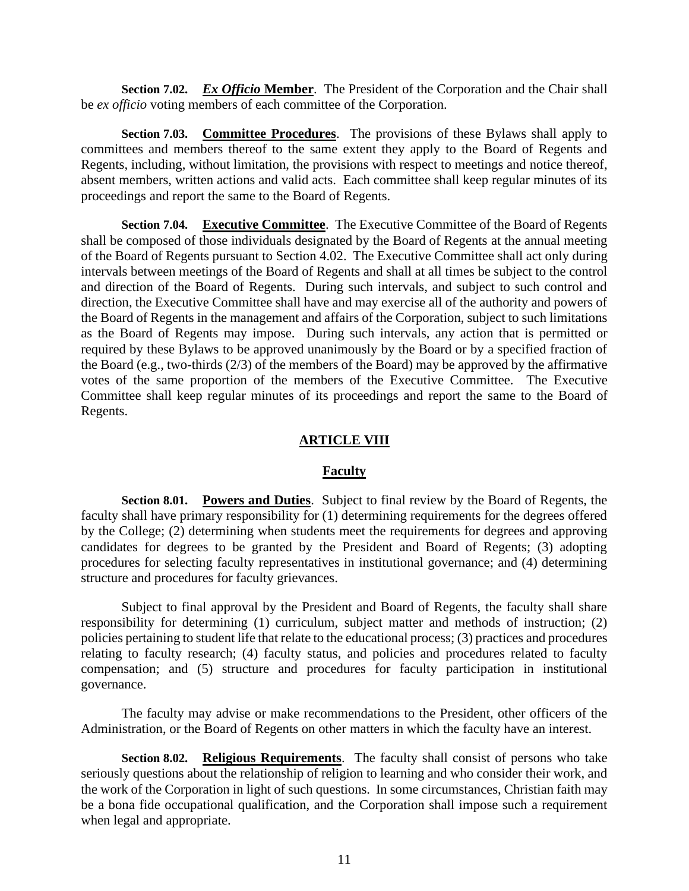**Section 7.02.** ***Ex Officio* Member**. The President of the Corporation and the Chair shall be *ex officio* voting members of each committee of the Corporation.

**Section 7.03.** **Committee Procedures**. The provisions of these Bylaws shall apply to committees and members thereof to the same extent they apply to the Board of Regents and Regents, including, without limitation, the provisions with respect to meetings and notice thereof, absent members, written actions and valid acts. Each committee shall keep regular minutes of its proceedings and report the same to the Board of Regents.

**Section 7.04.** **Executive Committee**. The Executive Committee of the Board of Regents shall be composed of those individuals designated by the Board of Regents at the annual meeting of the Board of Regents pursuant to Section 4.02. The Executive Committee shall act only during intervals between meetings of the Board of Regents and shall at all times be subject to the control and direction of the Board of Regents. During such intervals, and subject to such control and direction, the Executive Committee shall have and may exercise all of the authority and powers of the Board of Regents in the management and affairs of the Corporation, subject to such limitations as the Board of Regents may impose. During such intervals, any action that is permitted or required by these Bylaws to be approved unanimously by the Board or by a specified fraction of the Board (e.g., two-thirds (2/3) of the members of the Board) may be approved by the affirmative votes of the same proportion of the members of the Executive Committee. The Executive Committee shall keep regular minutes of its proceedings and report the same to the Board of Regents.

## ARTICLE VIII

## Faculty

**Section 8.01.** **Powers and Duties**. Subject to final review by the Board of Regents, the faculty shall have primary responsibility for (1) determining requirements for the degrees offered by the College; (2) determining when students meet the requirements for degrees and approving candidates for degrees to be granted by the President and Board of Regents; (3) adopting procedures for selecting faculty representatives in institutional governance; and (4) determining structure and procedures for faculty grievances.

Subject to final approval by the President and Board of Regents, the faculty shall share responsibility for determining (1) curriculum, subject matter and methods of instruction; (2) policies pertaining to student life that relate to the educational process; (3) practices and procedures relating to faculty research; (4) faculty status, and policies and procedures related to faculty compensation; and (5) structure and procedures for faculty participation in institutional governance.

The faculty may advise or make recommendations to the President, other officers of the Administration, or the Board of Regents on other matters in which the faculty have an interest.

**Section 8.02.** **Religious Requirements**. The faculty shall consist of persons who take seriously questions about the relationship of religion to learning and who consider their work, and the work of the Corporation in light of such questions. In some circumstances, Christian faith may be a bona fide occupational qualification, and the Corporation shall impose such a requirement when legal and appropriate.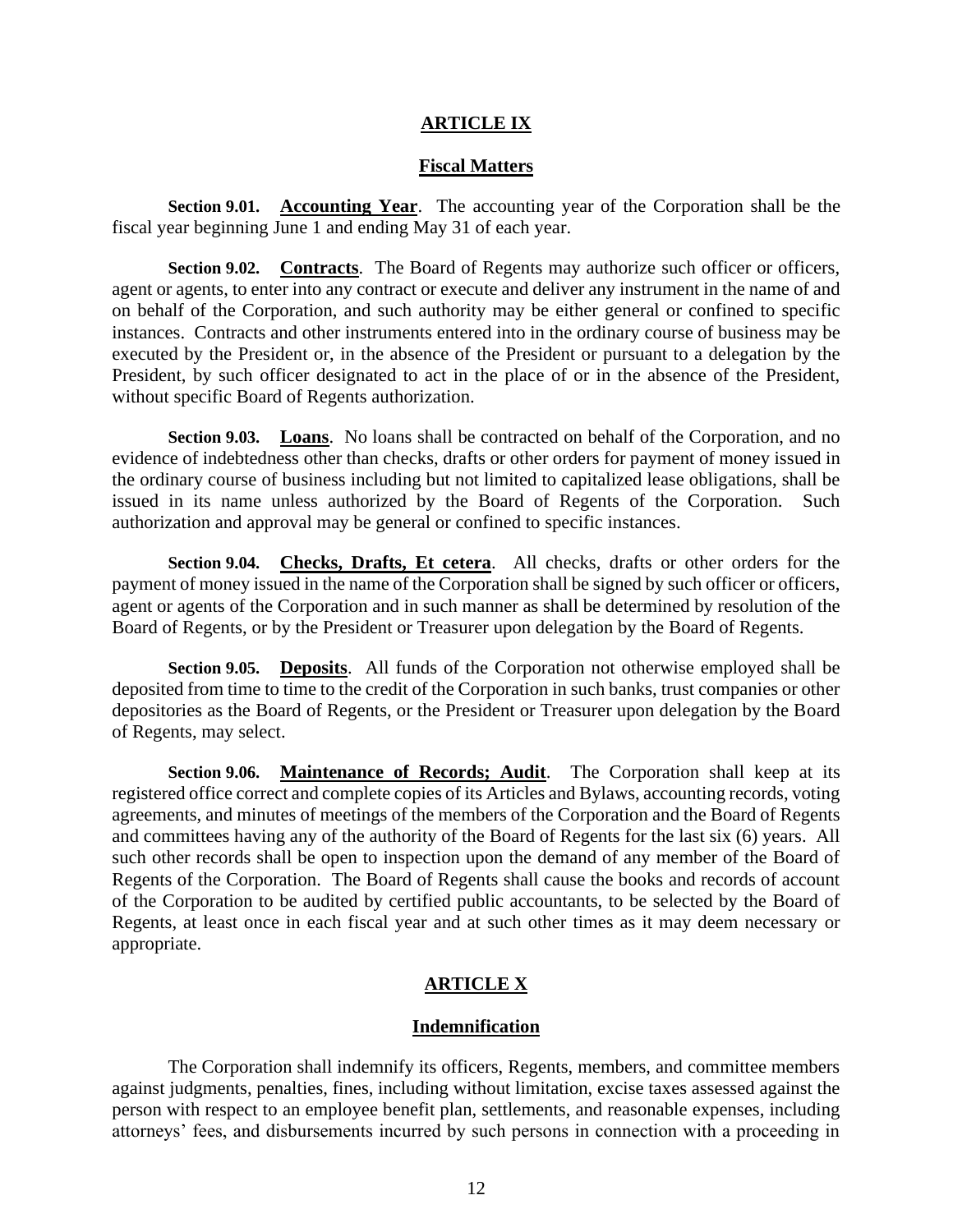## ARTICLE IX

## Fiscal Matters

**Section 9.01.** **Accounting Year**. The accounting year of the Corporation shall be the fiscal year beginning June 1 and ending May 31 of each year.

**Section 9.02.** **Contracts**. The Board of Regents may authorize such officer or officers, agent or agents, to enter into any contract or execute and deliver any instrument in the name of and on behalf of the Corporation, and such authority may be either general or confined to specific instances. Contracts and other instruments entered into in the ordinary course of business may be executed by the President or, in the absence of the President or pursuant to a delegation by the President, by such officer designated to act in the place of or in the absence of the President, without specific Board of Regents authorization.

**Section 9.03.** **Loans**. No loans shall be contracted on behalf of the Corporation, and no evidence of indebtedness other than checks, drafts or other orders for payment of money issued in the ordinary course of business including but not limited to capitalized lease obligations, shall be issued in its name unless authorized by the Board of Regents of the Corporation. Such authorization and approval may be general or confined to specific instances.

**Section 9.04.** **Checks, Drafts, Et cetera**. All checks, drafts or other orders for the payment of money issued in the name of the Corporation shall be signed by such officer or officers, agent or agents of the Corporation and in such manner as shall be determined by resolution of the Board of Regents, or by the President or Treasurer upon delegation by the Board of Regents.

**Section 9.05.** **Deposits**. All funds of the Corporation not otherwise employed shall be deposited from time to time to the credit of the Corporation in such banks, trust companies or other depositories as the Board of Regents, or the President or Treasurer upon delegation by the Board of Regents, may select.

**Section 9.06.** **Maintenance of Records; Audit**. The Corporation shall keep at its registered office correct and complete copies of its Articles and Bylaws, accounting records, voting agreements, and minutes of meetings of the members of the Corporation and the Board of Regents and committees having any of the authority of the Board of Regents for the last six (6) years. All such other records shall be open to inspection upon the demand of any member of the Board of Regents of the Corporation. The Board of Regents shall cause the books and records of account of the Corporation to be audited by certified public accountants, to be selected by the Board of Regents, at least once in each fiscal year and at such other times as it may deem necessary or appropriate.

## ARTICLE X

## Indemnification

The Corporation shall indemnify its officers, Regents, members, and committee members against judgments, penalties, fines, including without limitation, excise taxes assessed against the person with respect to an employee benefit plan, settlements, and reasonable expenses, including attorneys' fees, and disbursements incurred by such persons in connection with a proceeding in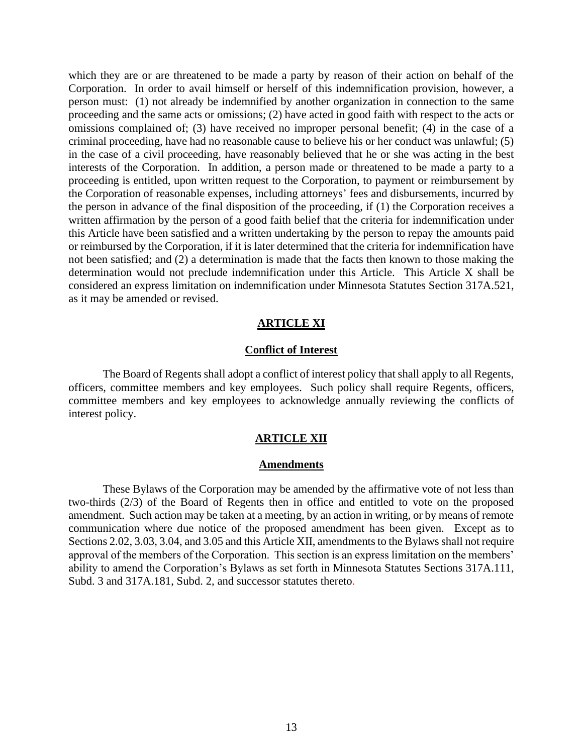which they are or are threatened to be made a party by reason of their action on behalf of the Corporation. In order to avail himself or herself of this indemnification provision, however, a person must: (1) not already be indemnified by another organization in connection to the same proceeding and the same acts or omissions; (2) have acted in good faith with respect to the acts or omissions complained of; (3) have received no improper personal benefit; (4) in the case of a criminal proceeding, have had no reasonable cause to believe his or her conduct was unlawful; (5) in the case of a civil proceeding, have reasonably believed that he or she was acting in the best interests of the Corporation. In addition, a person made or threatened to be made a party to a proceeding is entitled, upon written request to the Corporation, to payment or reimbursement by the Corporation of reasonable expenses, including attorneys' fees and disbursements, incurred by the person in advance of the final disposition of the proceeding, if (1) the Corporation receives a written affirmation by the person of a good faith belief that the criteria for indemnification under this Article have been satisfied and a written undertaking by the person to repay the amounts paid or reimbursed by the Corporation, if it is later determined that the criteria for indemnification have not been satisfied; and (2) a determination is made that the facts then known to those making the determination would not preclude indemnification under this Article. This Article X shall be considered an express limitation on indemnification under Minnesota Statutes Section 317A.521, as it may be amended or revised.

## ARTICLE XI

### Conflict of Interest

The Board of Regents shall adopt a conflict of interest policy that shall apply to all Regents, officers, committee members and key employees. Such policy shall require Regents, officers, committee members and key employees to acknowledge annually reviewing the conflicts of interest policy.

## ARTICLE XII

### Amendments

These Bylaws of the Corporation may be amended by the affirmative vote of not less than two-thirds (2/3) of the Board of Regents then in office and entitled to vote on the proposed amendment. Such action may be taken at a meeting, by an action in writing, or by means of remote communication where due notice of the proposed amendment has been given. Except as to Sections 2.02, 3.03, 3.04, and 3.05 and this Article XII, amendments to the Bylaws shall not require approval of the members of the Corporation. This section is an express limitation on the members' ability to amend the Corporation's Bylaws as set forth in Minnesota Statutes Sections 317A.111, Subd. 3 and 317A.181, Subd. 2, and successor statutes thereto.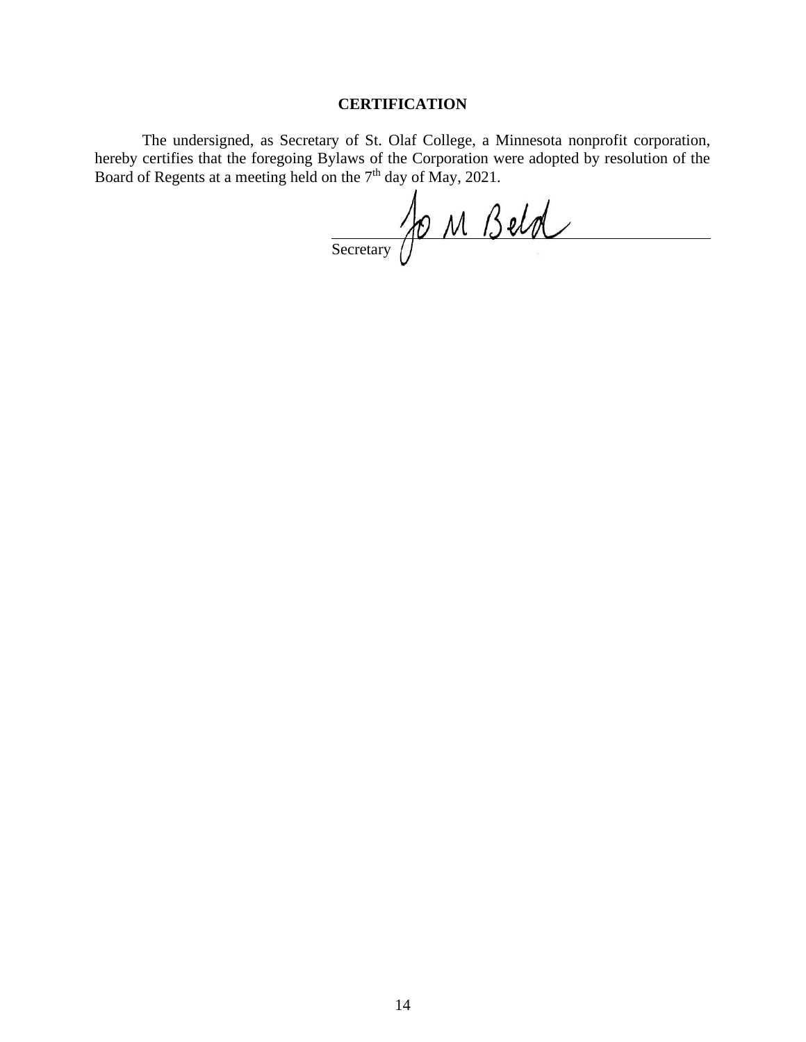**CERTIFICATION**

The undersigned, as Secretary of St. Olaf College, a Minnesota nonprofit corporation, hereby certifies that the foregoing Bylaws of the Corporation were adopted by resolution of the Board of Regents at a meeting held on the 7th day of May, 2021.

Jo M Beld

Secretary